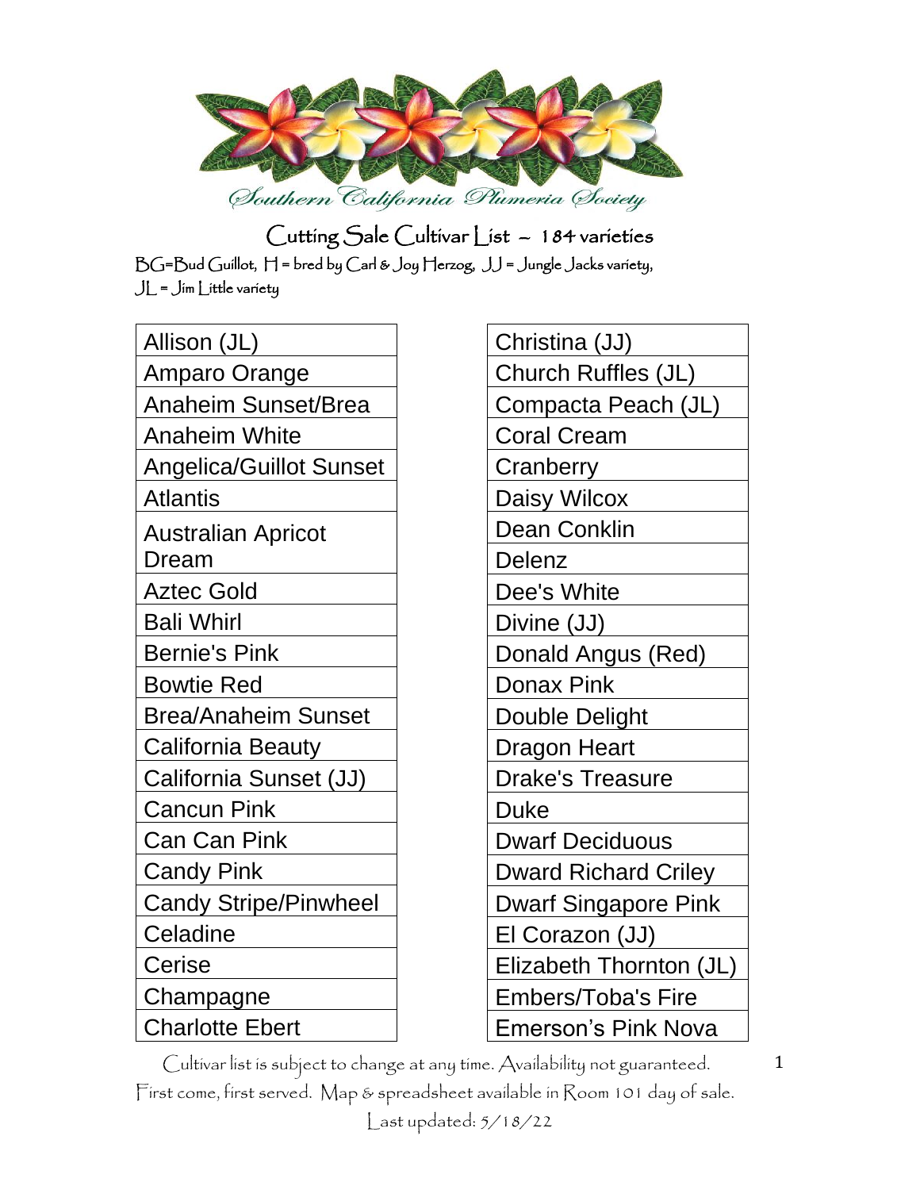# Southern California Plumeria Society

## Cutting Sale Cultivar List – 184 varieties

BG=Bud Guillot, H = bred by Carl & Joy Herzog, JJ = Jungle Jacks variety, JL = Jim Little variety

| |
|---|
| Allison (JL) |
| Amparo Orange |
| Anaheim Sunset/Brea |
| Anaheim White |
| Angelica/Guillot Sunset |
| Atlantis |
| Australian Apricot Dream |
| Aztec Gold |
| Bali Whirl |
| Bernie's Pink |
| Bowtie Red |
| Brea/Anaheim Sunset |
| California Beauty |
| California Sunset (JJ) |
| Cancun Pink |
| Can Can Pink |
| Candy Pink |
| Candy Stripe/Pinwheel |
| Celadine |
| Cerise |
| Champagne |
| Charlotte Ebert |

| |
|---|
| Christina (JJ) |
| Church Ruffles (JL) |
| Compacta Peach (JL) |
| Coral Cream |
| Cranberry |
| Daisy Wilcox |
| Dean Conklin |
| Delenz |
| Dee's White |
| Divine (JJ) |
| Donald Angus (Red) |
| Donax Pink |
| Double Delight |
| Dragon Heart |
| Drake's Treasure |
| Duke |
| Dwarf Deciduous |
| Dward Richard Criley |
| Dwarf Singapore Pink |
| El Corazon (JJ) |
| Elizabeth Thornton (JL) |
| Embers/Toba's Fire |
| Emerson's Pink Nova |

Cultivar list is subject to change at any time. Availability not guaranteed.
First come, first served. Map & spreadsheet available in Room 101 day of sale.
Last updated: 5/18/22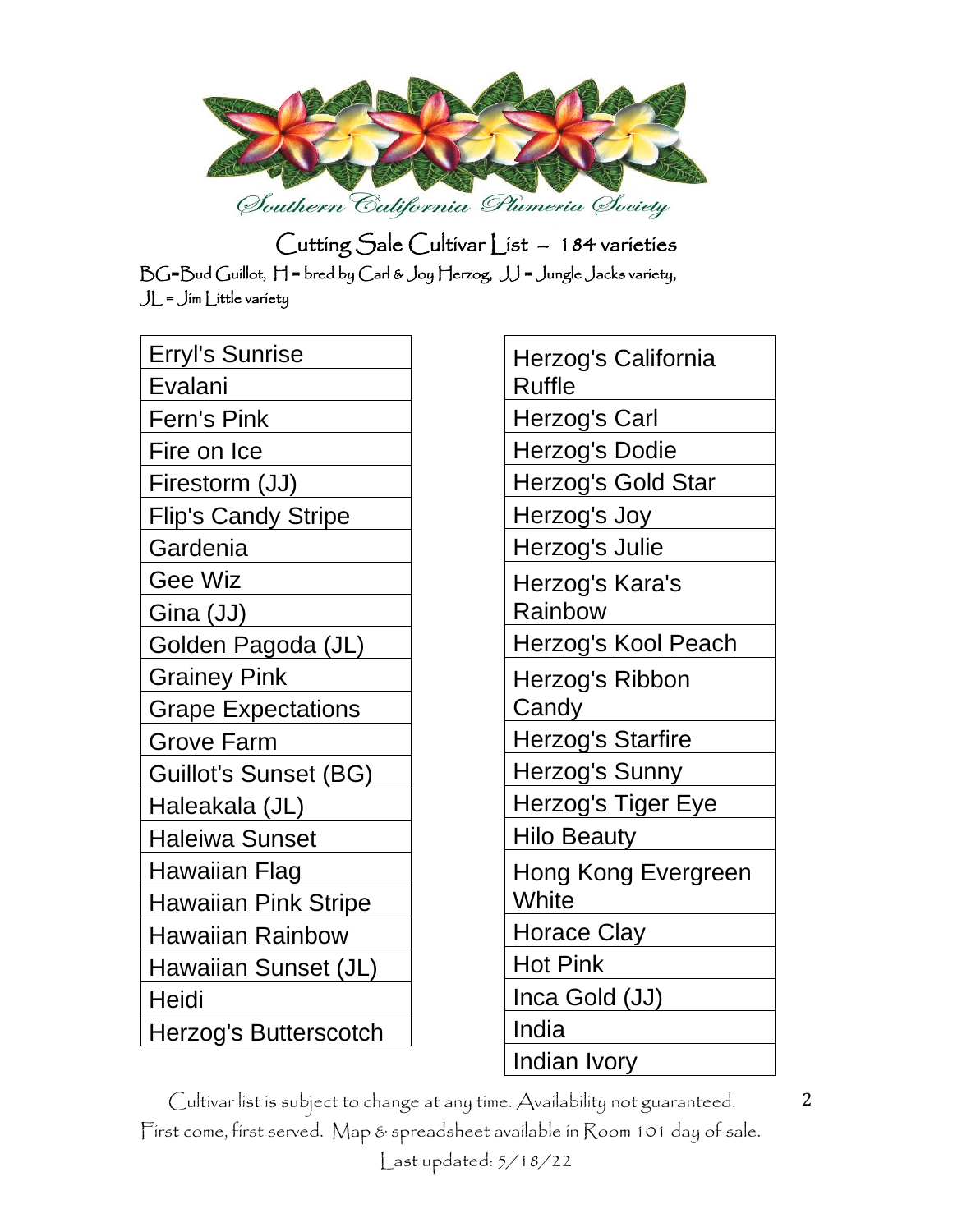Southern California Plumeria Society

# Cutting Sale Cultivar List – 184 varieties

BG=Bud Guillot, H = bred by Carl & Joy Herzog, JJ = Jungle Jacks variety, JL = Jim Little variety

| |
|---|
| Erryl's Sunrise |
| Evalani |
| Fern's Pink |
| Fire on Ice |
| Firestorm (JJ) |
| Flip's Candy Stripe |
| Gardenia |
| Gee Wiz |
| Gina (JJ) |
| Golden Pagoda (JL) |
| Grainey Pink |
| Grape Expectations |
| Grove Farm |
| Guillot's Sunset (BG) |
| Haleakala (JL) |
| Haleiwa Sunset |
| Hawaiian Flag |
| Hawaiian Pink Stripe |
| Hawaiian Rainbow |
| Hawaiian Sunset (JL) |
| Heidi |
| Herzog's Butterscotch |

| |
|---|
| Herzog's California Ruffle |
| Herzog's Carl |
| Herzog's Dodie |
| Herzog's Gold Star |
| Herzog's Joy |
| Herzog's Julie |
| Herzog's Kara's Rainbow |
| Herzog's Kool Peach |
| Herzog's Ribbon Candy |
| Herzog's Starfire |
| Herzog's Sunny |
| Herzog's Tiger Eye |
| Hilo Beauty |
| Hong Kong Evergreen White |
| Horace Clay |
| Hot Pink |
| Inca Gold (JJ) |
| India |
| Indian Ivory |

Cultivar list is subject to change at any time. Availability not guaranteed.
First come, first served. Map & spreadsheet available in Room 101 day of sale.
Last updated: 5/18/22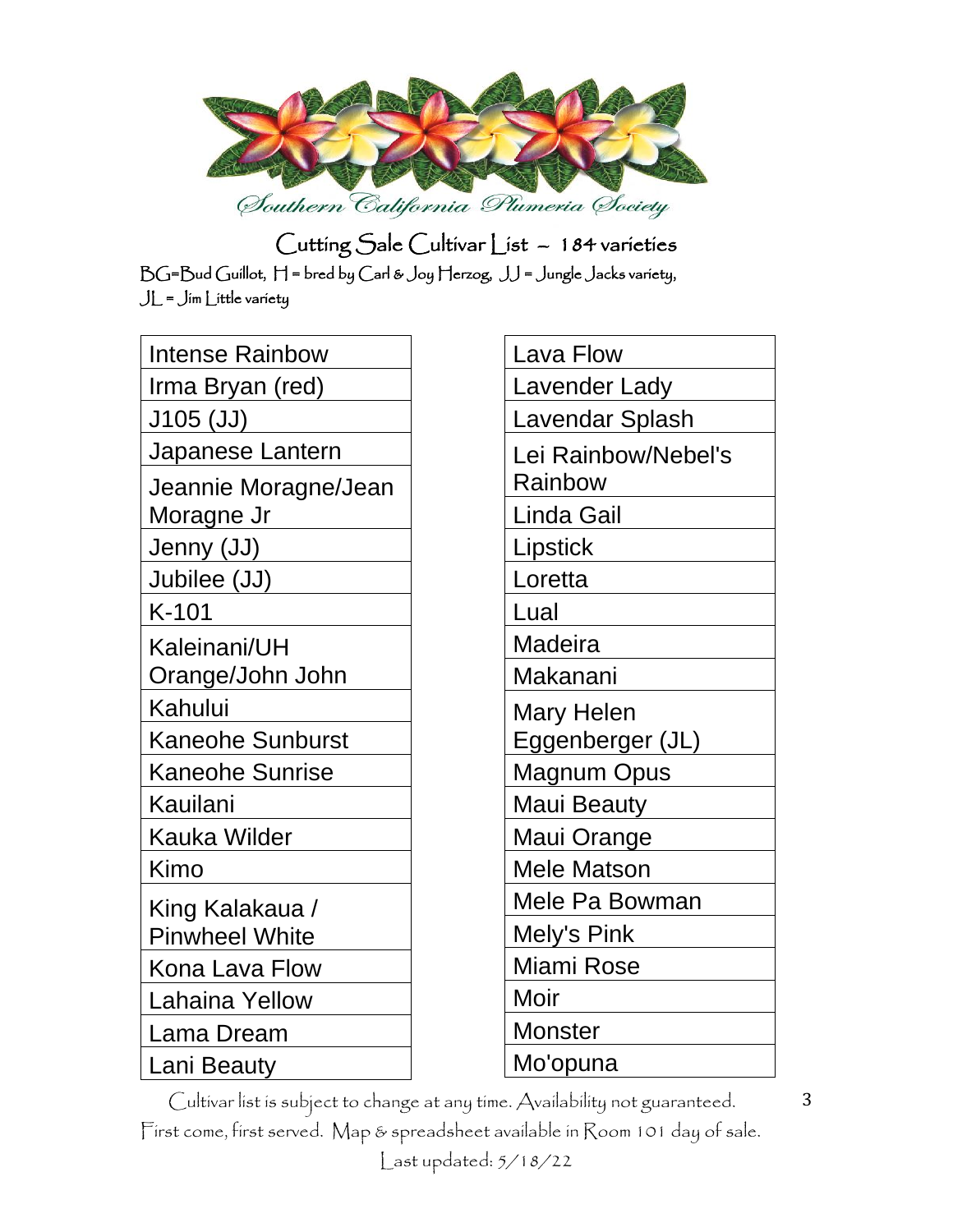Southern California Plumeria Society

# Cutting Sale Cultivar List ~ 184 varieties

BG=Bud Guillot, H = bred by Carl & Joy Herzog, JJ = Jungle Jacks variety, JL = Jim Little variety

| Intense Rainbow |
|---|
| Irma Bryan (red) |
| J105 (JJ) |
| Japanese Lantern |
| Jeannie Moragne/Jean Moragne Jr |
| Jenny (JJ) |
| Jubilee (JJ) |
| K-101 |
| Kaleinani/UH Orange/John John |
| Kahului |
| Kaneohe Sunburst |
| Kaneohe Sunrise |
| Kauilani |
| Kauka Wilder |
| Kimo |
| King Kalakaua / Pinwheel White |
| Kona Lava Flow |
| Lahaina Yellow |
| Lama Dream |
| Lani Beauty |

| Lava Flow |
|---|
| Lavender Lady |
| Lavendar Splash |
| Lei Rainbow/Nebel's Rainbow |
| Linda Gail |
| Lipstick |
| Loretta |
| Lual |
| Madeira |
| Makanani |
| Mary Helen Eggenberger (JL) |
| Magnum Opus |
| Maui Beauty |
| Maui Orange |
| Mele Matson |
| Mele Pa Bowman |
| Mely's Pink |
| Miami Rose |
| Moir |
| Monster |
| Mo'opuna |

Cultivar list is subject to change at any time. Availability not guaranteed.
First come, first served. Map & spreadsheet available in Room 101 day of sale.
Last updated: 5/18/22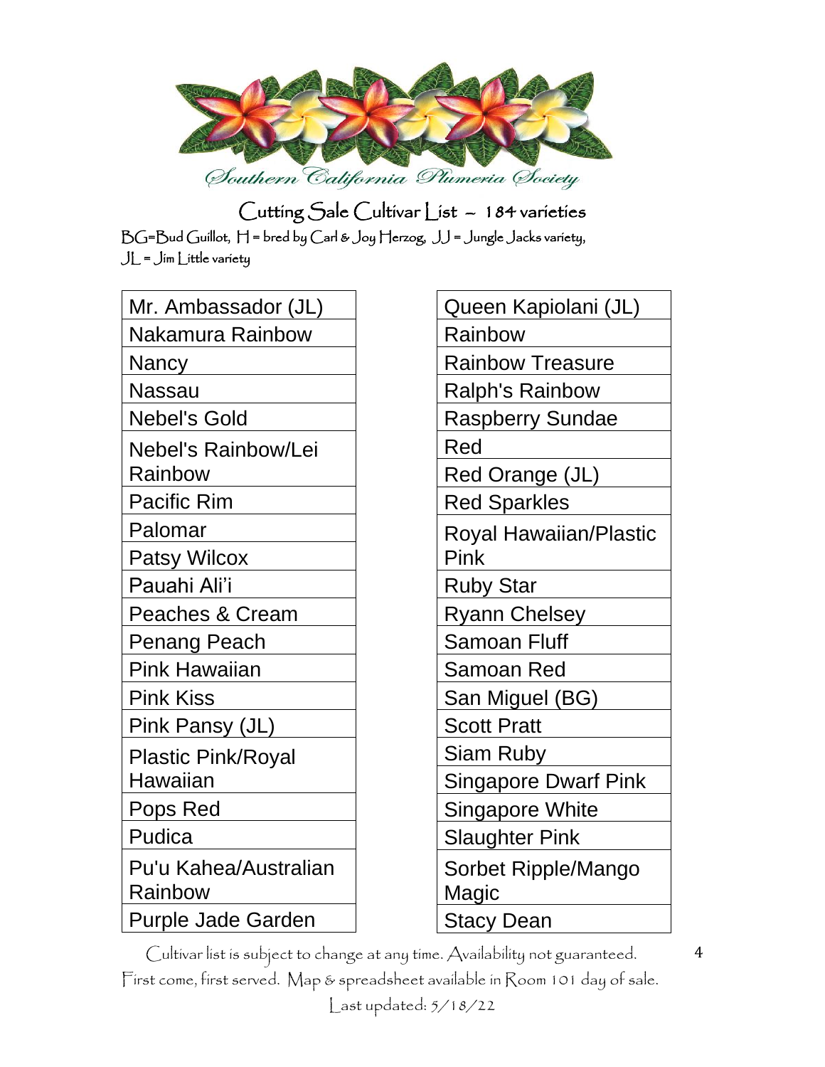Southern California Plumeria Society

# Cutting Sale Cultivar List – 184 varieties

BG=Bud Guillot, H = bred by Carl & Joy Herzog, JJ = Jungle Jacks variety, JL = Jim Little variety

| |
|---|
| Mr. Ambassador (JL) |
| Nakamura Rainbow |
| Nancy |
| Nassau |
| Nebel's Gold |
| Nebel's Rainbow/Lei Rainbow |
| Pacific Rim |
| Palomar |
| Patsy Wilcox |
| Pauahi Ali'i |
| Peaches & Cream |
| Penang Peach |
| Pink Hawaiian |
| Pink Kiss |
| Pink Pansy (JL) |
| Plastic Pink/Royal Hawaiian |
| Pops Red |
| Pudica |
| Pu'u Kahea/Australian Rainbow |
| Purple Jade Garden |

| |
|---|
| Queen Kapiolani (JL) |
| Rainbow |
| Rainbow Treasure |
| Ralph's Rainbow |
| Raspberry Sundae |
| Red |
| Red Orange (JL) |
| Red Sparkles |
| Royal Hawaiian/Plastic Pink |
| Ruby Star |
| Ryann Chelsey |
| Samoan Fluff |
| Samoan Red |
| San Miguel (BG) |
| Scott Pratt |
| Siam Ruby |
| Singapore Dwarf Pink |
| Singapore White |
| Slaughter Pink |
| Sorbet Ripple/Mango Magic |
| Stacy Dean |

Cultivar list is subject to change at any time. Availability not guaranteed.
First come, first served. Map & spreadsheet available in Room 101 day of sale.
Last updated: 5/18/22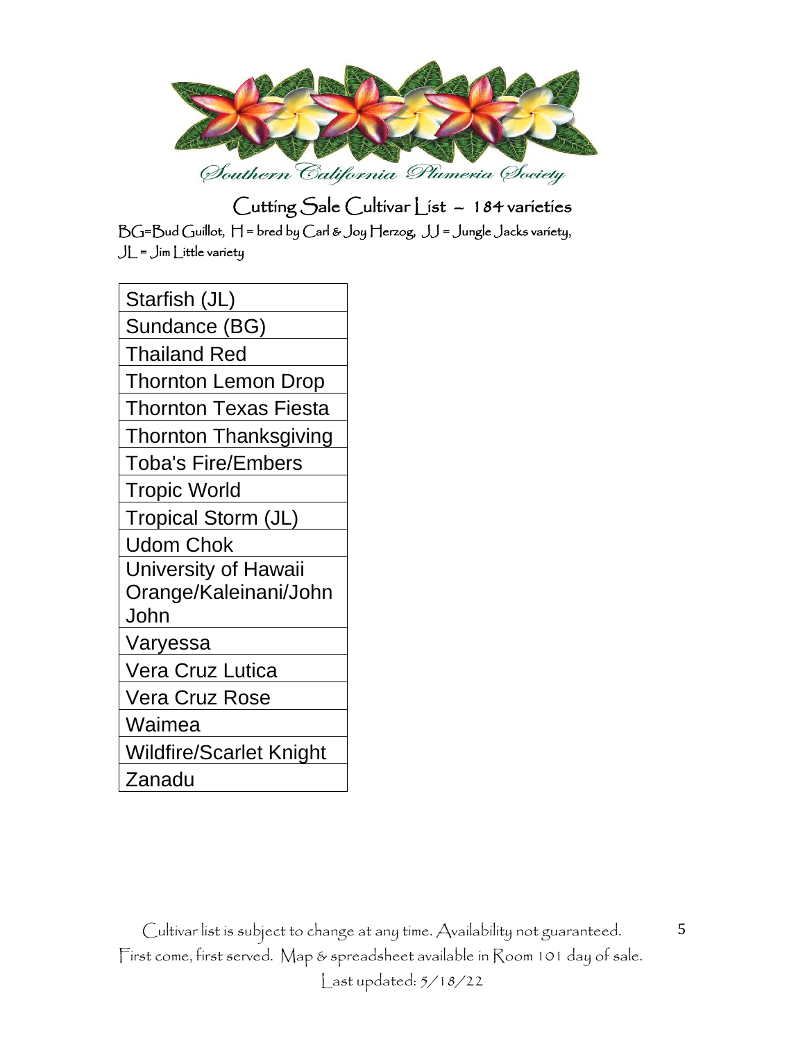Southern California Plumeria Society

# Cutting Sale Cultivar List – 184 varieties

BG=Bud Guillot, H = bred by Carl & Joy Herzog, JJ = Jungle Jacks variety, JL = Jim Little variety

| |
|---|
| Starfish (JL) |
| Sundance (BG) |
| Thailand Red |
| Thornton Lemon Drop |
| Thornton Texas Fiesta |
| Thornton Thanksgiving |
| Toba's Fire/Embers |
| Tropic World |
| Tropical Storm (JL) |
| Udom Chok |
| University of Hawaii Orange/Kaleinani/John John |
| Varyessa |
| Vera Cruz Lutica |
| Vera Cruz Rose |
| Waimea |
| Wildfire/Scarlet Knight |
| Zanadu |

Cultivar list is subject to change at any time. Availability not guaranteed.
First come, first served. Map & spreadsheet available in Room 101 day of sale.
Last updated: 5/18/22